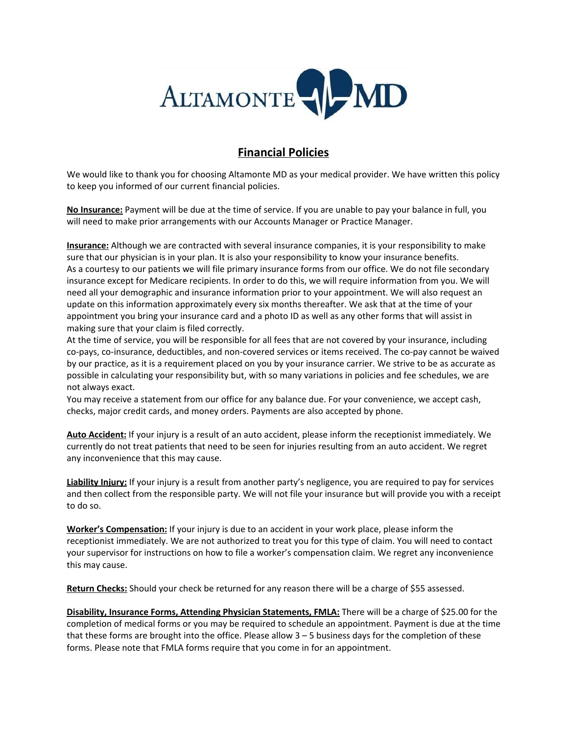ALTAMONTE MD

# Financial Policies

We would like to thank you for choosing Altamonte MD as your medical provider. We have written this policy to keep you informed of our current financial policies.

**No Insurance:** Payment will be due at the time of service. If you are unable to pay your balance in full, you will need to make prior arrangements with our Accounts Manager or Practice Manager.

**Insurance:** Although we are contracted with several insurance companies, it is your responsibility to make sure that our physician is in your plan. It is also your responsibility to know your insurance benefits. As a courtesy to our patients we will file primary insurance forms from our office. We do not file secondary insurance except for Medicare recipients. In order to do this, we will require information from you. We will need all your demographic and insurance information prior to your appointment. We will also request an update on this information approximately every six months thereafter. We ask that at the time of your appointment you bring your insurance card and a photo ID as well as any other forms that will assist in making sure that your claim is filed correctly.
At the time of service, you will be responsible for all fees that are not covered by your insurance, including co-pays, co-insurance, deductibles, and non-covered services or items received. The co-pay cannot be waived by our practice, as it is a requirement placed on you by your insurance carrier. We strive to be as accurate as possible in calculating your responsibility but, with so many variations in policies and fee schedules, we are not always exact.
You may receive a statement from our office for any balance due. For your convenience, we accept cash, checks, major credit cards, and money orders. Payments are also accepted by phone.

**Auto Accident:** If your injury is a result of an auto accident, please inform the receptionist immediately. We currently do not treat patients that need to be seen for injuries resulting from an auto accident. We regret any inconvenience that this may cause.

**Liability Injury:** If your injury is a result from another party's negligence, you are required to pay for services and then collect from the responsible party. We will not file your insurance but will provide you with a receipt to do so.

**Worker's Compensation:** If your injury is due to an accident in your work place, please inform the receptionist immediately. We are not authorized to treat you for this type of claim. You will need to contact your supervisor for instructions on how to file a worker's compensation claim. We regret any inconvenience this may cause.

**Return Checks:** Should your check be returned for any reason there will be a charge of $55 assessed.

**Disability, Insurance Forms, Attending Physician Statements, FMLA:** There will be a charge of $25.00 for the completion of medical forms or you may be required to schedule an appointment. Payment is due at the time that these forms are brought into the office. Please allow 3 – 5 business days for the completion of these forms. Please note that FMLA forms require that you come in for an appointment.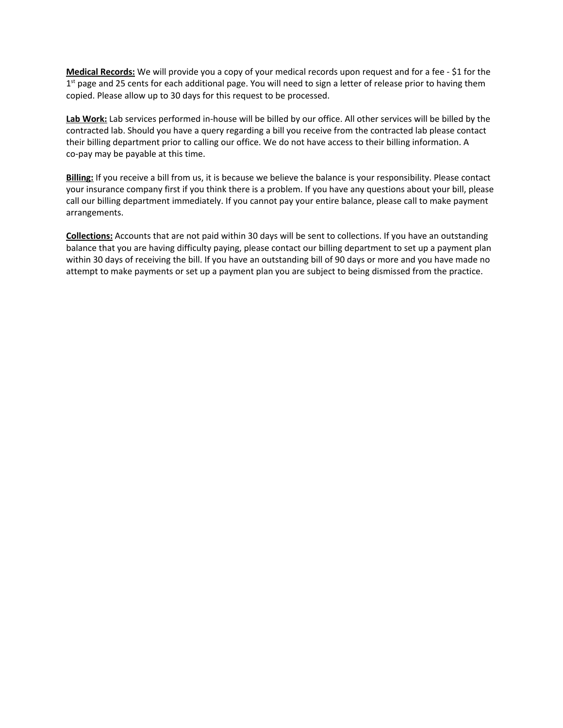**Medical Records:** We will provide you a copy of your medical records upon request and for a fee - $1 for the 1st page and 25 cents for each additional page. You will need to sign a letter of release prior to having them copied. Please allow up to 30 days for this request to be processed.

**Lab Work:** Lab services performed in-house will be billed by our office. All other services will be billed by the contracted lab. Should you have a query regarding a bill you receive from the contracted lab please contact their billing department prior to calling our office. We do not have access to their billing information. A co-pay may be payable at this time.

**Billing:** If you receive a bill from us, it is because we believe the balance is your responsibility. Please contact your insurance company first if you think there is a problem. If you have any questions about your bill, please call our billing department immediately. If you cannot pay your entire balance, please call to make payment arrangements.

**Collections:** Accounts that are not paid within 30 days will be sent to collections. If you have an outstanding balance that you are having difficulty paying, please contact our billing department to set up a payment plan within 30 days of receiving the bill. If you have an outstanding bill of 90 days or more and you have made no attempt to make payments or set up a payment plan you are subject to being dismissed from the practice.